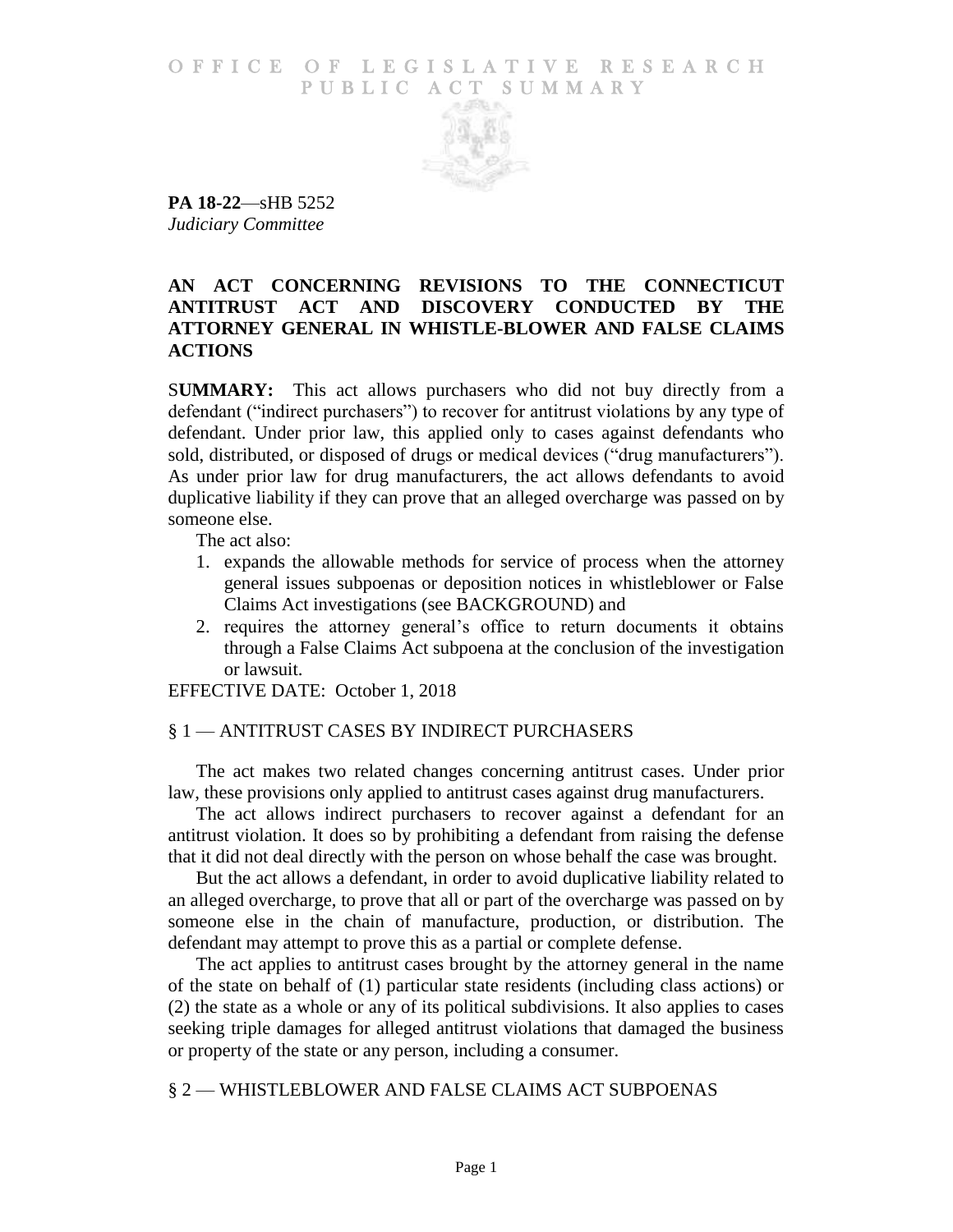OFFICE OF LEGISLATIVE RESEARCH
PUBLIC ACT SUMMARY

**PA 18-22**—sHB 5252
*Judiciary Committee*

## AN ACT CONCERNING REVISIONS TO THE CONNECTICUT ANTITRUST ACT AND DISCOVERY CONDUCTED BY THE ATTORNEY GENERAL IN WHISTLE-BLOWER AND FALSE CLAIMS ACTIONS

**SUMMARY:** This act allows purchasers who did not buy directly from a defendant ("indirect purchasers") to recover for antitrust violations by any type of defendant. Under prior law, this applied only to cases against defendants who sold, distributed, or disposed of drugs or medical devices ("drug manufacturers"). As under prior law for drug manufacturers, the act allows defendants to avoid duplicative liability if they can prove that an alleged overcharge was passed on by someone else.

The act also:

1. expands the allowable methods for service of process when the attorney general issues subpoenas or deposition notices in whistleblower or False Claims Act investigations (see BACKGROUND) and
2. requires the attorney general's office to return documents it obtains through a False Claims Act subpoena at the conclusion of the investigation or lawsuit.

EFFECTIVE DATE: October 1, 2018

### § 1 — ANTITRUST CASES BY INDIRECT PURCHASERS

The act makes two related changes concerning antitrust cases. Under prior law, these provisions only applied to antitrust cases against drug manufacturers.

The act allows indirect purchasers to recover against a defendant for an antitrust violation. It does so by prohibiting a defendant from raising the defense that it did not deal directly with the person on whose behalf the case was brought.

But the act allows a defendant, in order to avoid duplicative liability related to an alleged overcharge, to prove that all or part of the overcharge was passed on by someone else in the chain of manufacture, production, or distribution. The defendant may attempt to prove this as a partial or complete defense.

The act applies to antitrust cases brought by the attorney general in the name of the state on behalf of (1) particular state residents (including class actions) or (2) the state as a whole or any of its political subdivisions. It also applies to cases seeking triple damages for alleged antitrust violations that damaged the business or property of the state or any person, including a consumer.

### § 2 — WHISTLEBLOWER AND FALSE CLAIMS ACT SUBPOENAS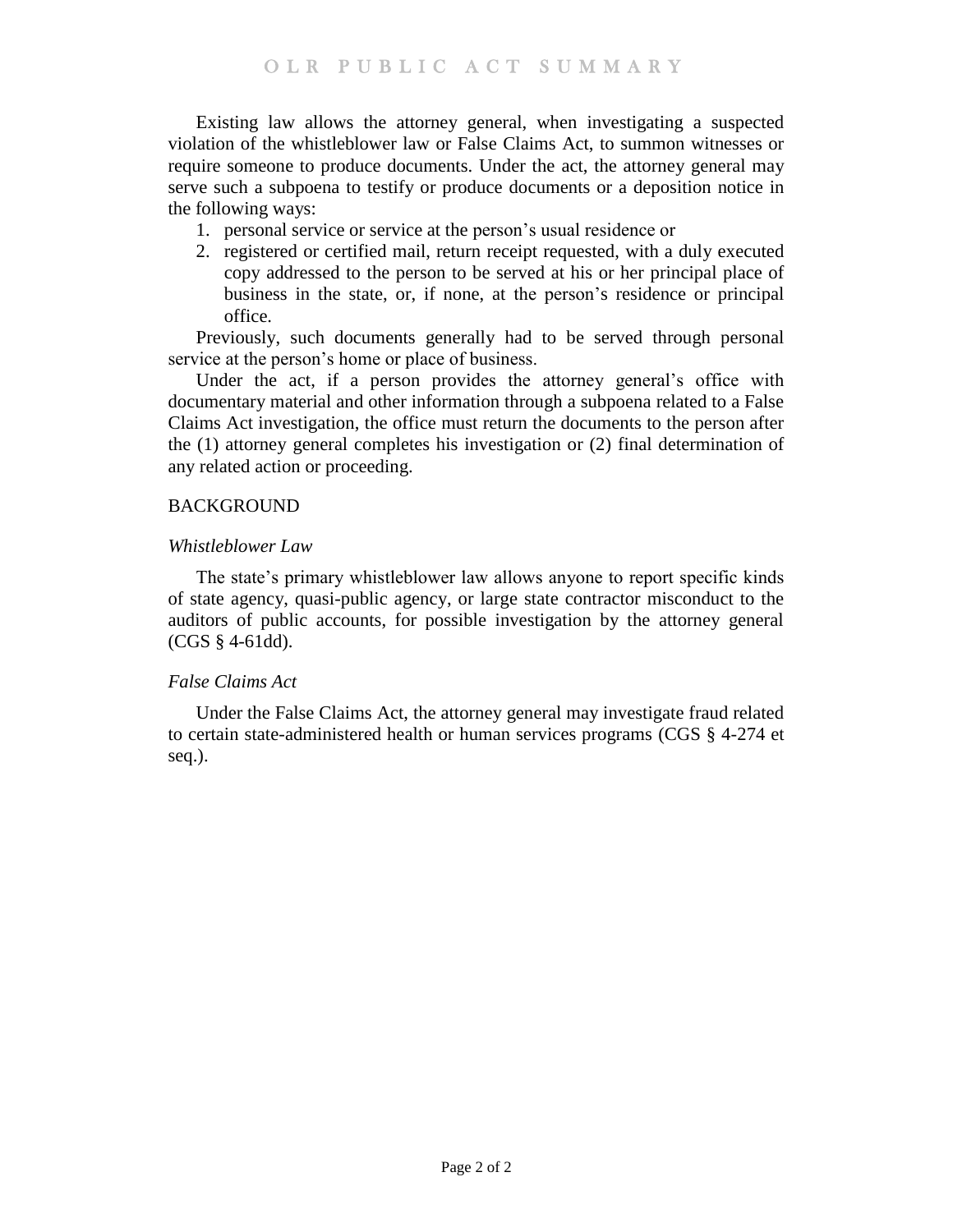Existing law allows the attorney general, when investigating a suspected violation of the whistleblower law or False Claims Act, to summon witnesses or require someone to produce documents. Under the act, the attorney general may serve such a subpoena to testify or produce documents or a deposition notice in the following ways:

1. personal service or service at the person's usual residence or
2. registered or certified mail, return receipt requested, with a duly executed copy addressed to the person to be served at his or her principal place of business in the state, or, if none, at the person's residence or principal office.

Previously, such documents generally had to be served through personal service at the person's home or place of business.

Under the act, if a person provides the attorney general's office with documentary material and other information through a subpoena related to a False Claims Act investigation, the office must return the documents to the person after the (1) attorney general completes his investigation or (2) final determination of any related action or proceeding.

## BACKGROUND

### *Whistleblower Law*

The state's primary whistleblower law allows anyone to report specific kinds of state agency, quasi-public agency, or large state contractor misconduct to the auditors of public accounts, for possible investigation by the attorney general (CGS § 4-61dd).

### *False Claims Act*

Under the False Claims Act, the attorney general may investigate fraud related to certain state-administered health or human services programs (CGS § 4-274 et seq.).